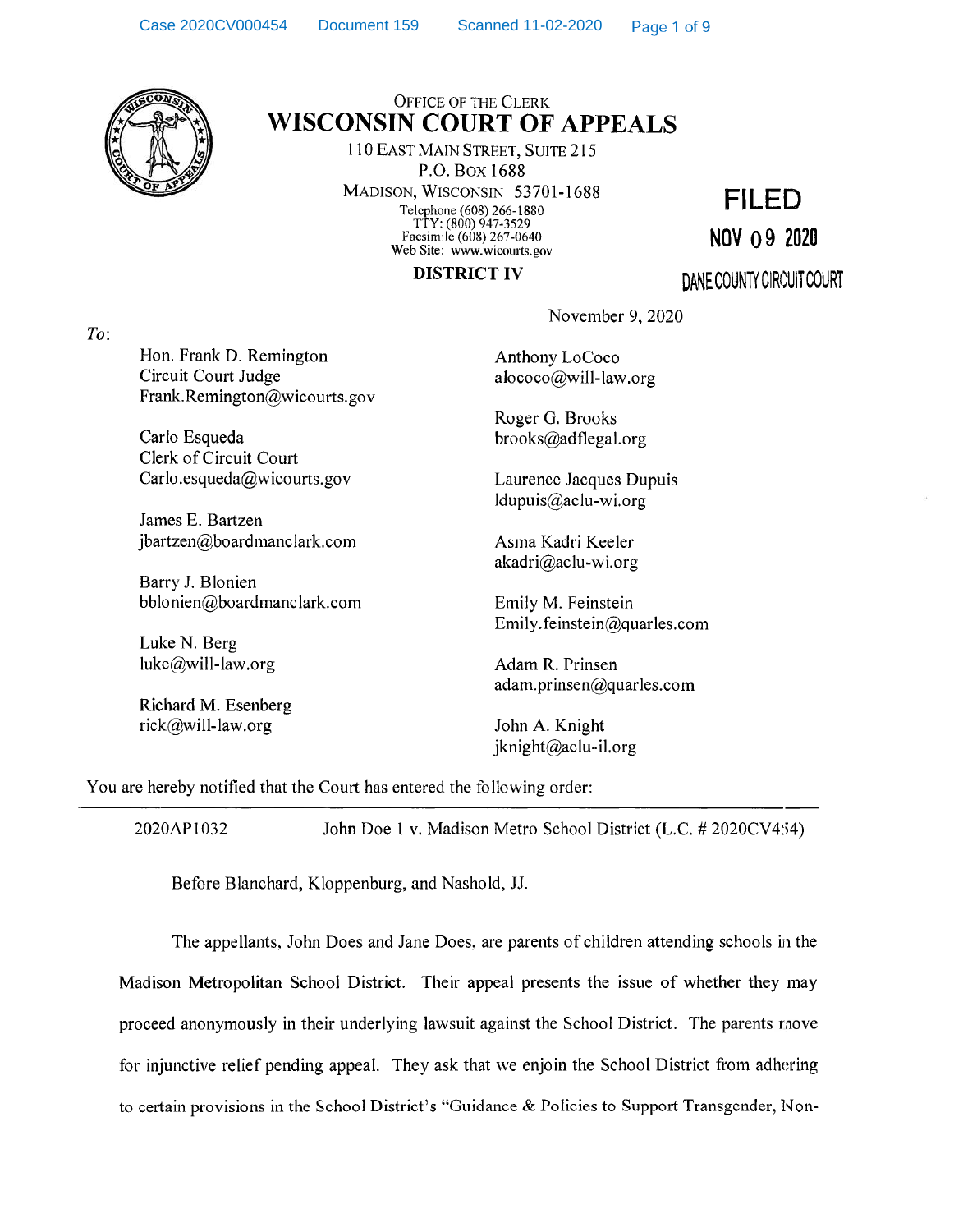OFFICE OF THE CLERK

# WISCONSIN COURT OF APPEALS

110 EAST MAIN STREET, SUITE 215
P.O. BOX 1688
MADISON, WISCONSIN 53701-1688
Telephone (608) 266-1880
TTY: (800) 947-3529
Facsimile (608) 267-0640
Web Site: www.wicourts.gov

**FILED**
**NOV 09 2020**
**DANE COUNTY CIRCUIT COURT**

**DISTRICT IV**

November 9, 2020

*To*:

Hon. Frank D. Remington
Circuit Court Judge
Frank.Remington@wicourts.gov

Carlo Esqueda
Clerk of Circuit Court
Carlo.esqueda@wicourts.gov

James E. Bartzen
jbartzen@boardmanclark.com

Barry J. Blonien
bblonien@boardmanclark.com

Luke N. Berg
luke@will-law.org

Richard M. Esenberg
rick@will-law.org

Anthony LoCoco
alococo@will-law.org

Roger G. Brooks
brooks@adflegal.org

Laurence Jacques Dupuis
ldupuis@aclu-wi.org

Asma Kadri Keeler
akadri@aclu-wi.org

Emily M. Feinstein
Emily.feinstein@quarles.com

Adam R. Prinsen
adam.prinsen@quarles.com

John A. Knight
jknight@aclu-il.org

You are hereby notified that the Court has entered the following order:

---

2020AP1032 John Doe 1 v. Madison Metro School District (L.C. # 2020CV454)

Before Blanchard, Kloppenburg, and Nashold, JJ.

The appellants, John Does and Jane Does, are parents of children attending schools in the Madison Metropolitan School District. Their appeal presents the issue of whether they may proceed anonymously in their underlying lawsuit against the School District. The parents move for injunctive relief pending appeal. They ask that we enjoin the School District from adhering to certain provisions in the School District's "Guidance & Policies to Support Transgender, Non-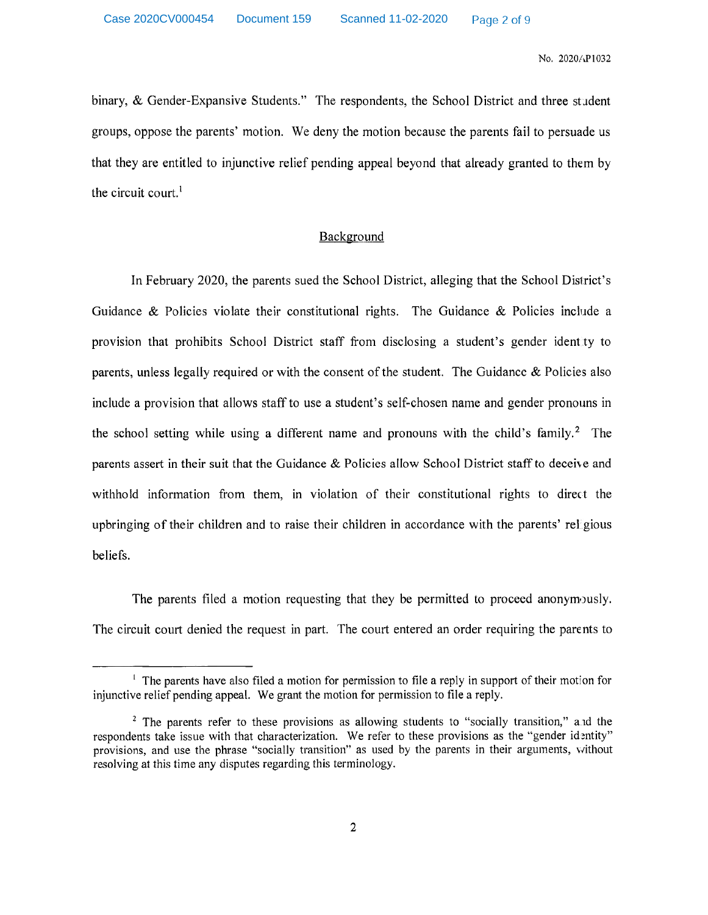binary, & Gender-Expansive Students." The respondents, the School District and three student groups, oppose the parents' motion. We deny the motion because the parents fail to persuade us that they are entitled to injunctive relief pending appeal beyond that already granted to them by the circuit court.[1]

## Background

In February 2020, the parents sued the School District, alleging that the School District's Guidance & Policies violate their constitutional rights. The Guidance & Policies include a provision that prohibits School District staff from disclosing a student's gender identity to parents, unless legally required or with the consent of the student. The Guidance & Policies also include a provision that allows staff to use a student's self-chosen name and gender pronouns in the school setting while using a different name and pronouns with the child's family.[2] The parents assert in their suit that the Guidance & Policies allow School District staff to deceive and withhold information from them, in violation of their constitutional rights to direct the upbringing of their children and to raise their children in accordance with the parents' religious beliefs.

The parents filed a motion requesting that they be permitted to proceed anonymously. The circuit court denied the request in part. The court entered an order requiring the parents to

---

[1] The parents have also filed a motion for permission to file a reply in support of their motion for injunctive relief pending appeal. We grant the motion for permission to file a reply.

[2] The parents refer to these provisions as allowing students to "socially transition," and the respondents take issue with that characterization. We refer to these provisions as the "gender identity" provisions, and use the phrase "socially transition" as used by the parents in their arguments, without resolving at this time any disputes regarding this terminology.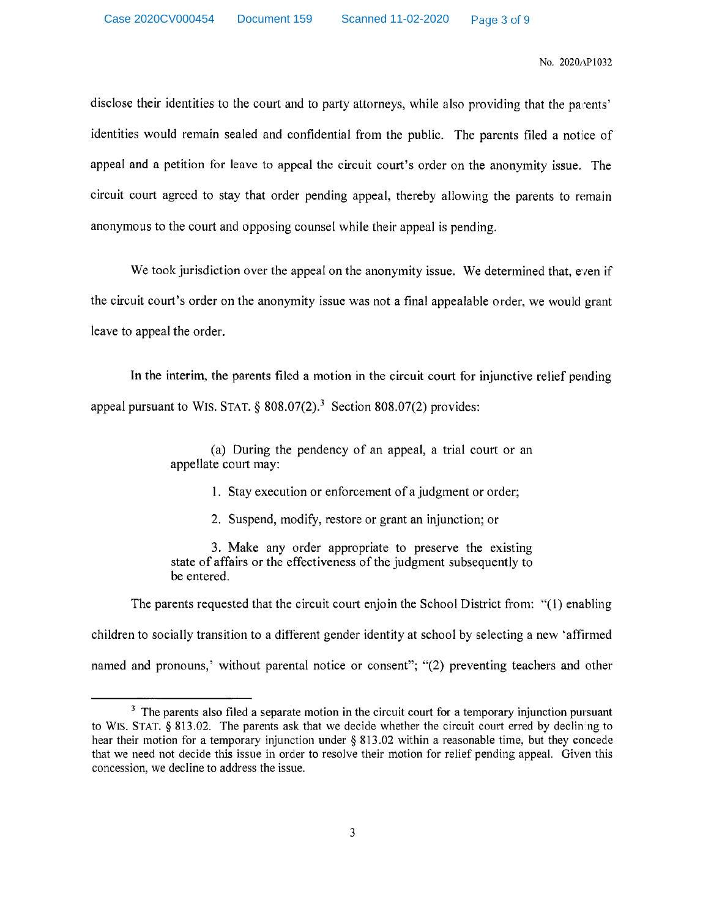disclose their identities to the court and to party attorneys, while also providing that the parents' identities would remain sealed and confidential from the public. The parents filed a notice of appeal and a petition for leave to appeal the circuit court's order on the anonymity issue. The circuit court agreed to stay that order pending appeal, thereby allowing the parents to remain anonymous to the court and opposing counsel while their appeal is pending.

We took jurisdiction over the appeal on the anonymity issue. We determined that, even if the circuit court's order on the anonymity issue was not a final appealable order, we would grant leave to appeal the order.

In the interim, the parents filed a motion in the circuit court for injunctive relief pending appeal pursuant to WIS. STAT. § 808.07(2).[3] Section 808.07(2) provides:

> (a) During the pendency of an appeal, a trial court or an appellate court may:
>
> 1. Stay execution or enforcement of a judgment or order;
>
> 2. Suspend, modify, restore or grant an injunction; or
>
> 3. Make any order appropriate to preserve the existing state of affairs or the effectiveness of the judgment subsequently to be entered.

The parents requested that the circuit court enjoin the School District from: "(1) enabling children to socially transition to a different gender identity at school by selecting a new 'affirmed named and pronouns,' without parental notice or consent"; "(2) preventing teachers and other

[3] The parents also filed a separate motion in the circuit court for a temporary injunction pursuant to WIS. STAT. § 813.02. The parents ask that we decide whether the circuit court erred by declining to hear their motion for a temporary injunction under § 813.02 within a reasonable time, but they concede that we need not decide this issue in order to resolve their motion for relief pending appeal. Given this concession, we decline to address the issue.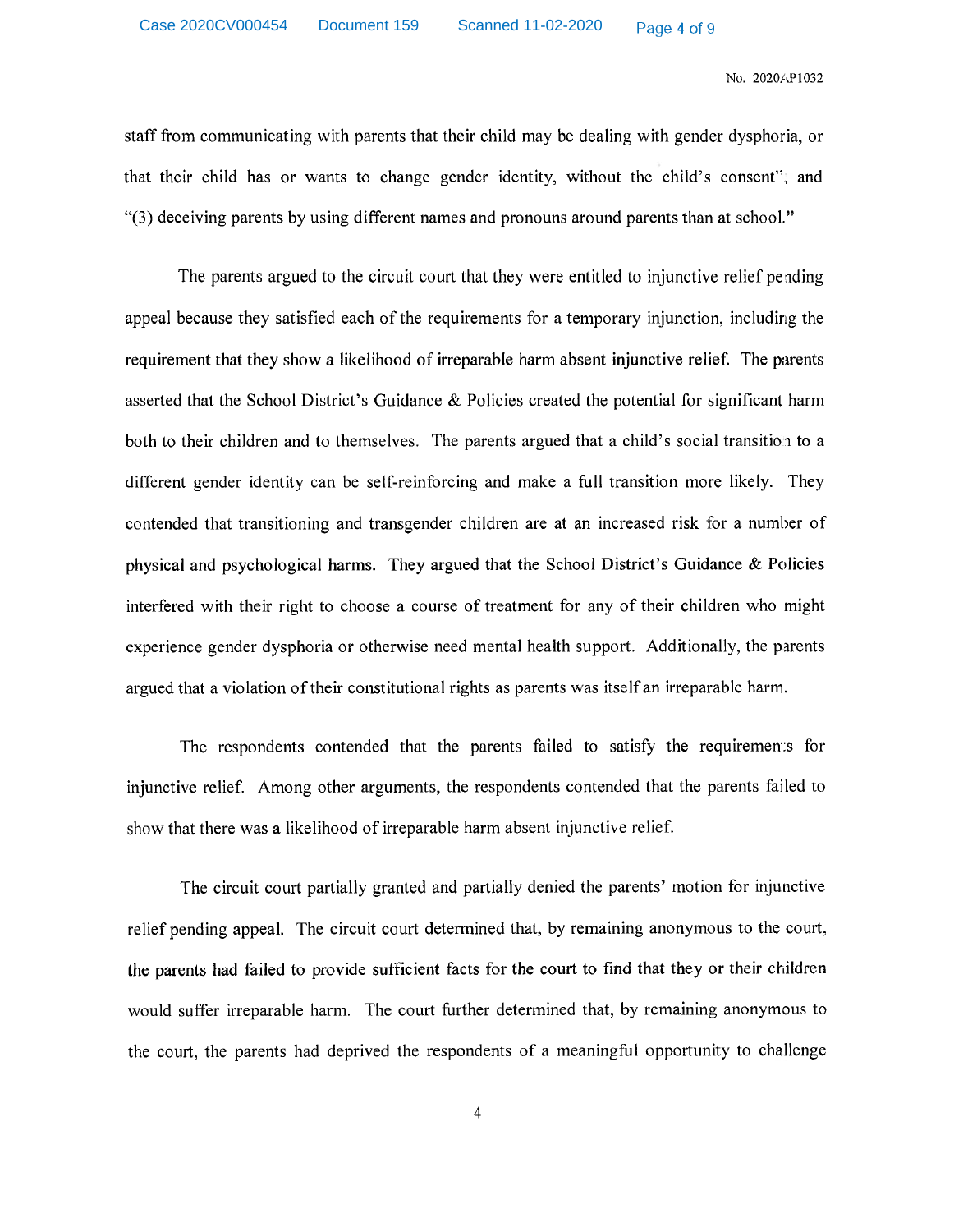staff from communicating with parents that their child may be dealing with gender dysphoria, or that their child has or wants to change gender identity, without the child's consent", and "(3) deceiving parents by using different names and pronouns around parents than at school."

The parents argued to the circuit court that they were entitled to injunctive relief pending appeal because they satisfied each of the requirements for a temporary injunction, including the requirement that they show a likelihood of irreparable harm absent injunctive relief. The parents asserted that the School District's Guidance & Policies created the potential for significant harm both to their children and to themselves. The parents argued that a child's social transition to a different gender identity can be self-reinforcing and make a full transition more likely. They contended that transitioning and transgender children are at an increased risk for a number of physical and psychological harms. They argued that the School District's Guidance & Policies interfered with their right to choose a course of treatment for any of their children who might experience gender dysphoria or otherwise need mental health support. Additionally, the parents argued that a violation of their constitutional rights as parents was itself an irreparable harm.

The respondents contended that the parents failed to satisfy the requirements for injunctive relief. Among other arguments, the respondents contended that the parents failed to show that there was a likelihood of irreparable harm absent injunctive relief.

The circuit court partially granted and partially denied the parents' motion for injunctive relief pending appeal. The circuit court determined that, by remaining anonymous to the court, the parents had failed to provide sufficient facts for the court to find that they or their children would suffer irreparable harm. The court further determined that, by remaining anonymous to the court, the parents had deprived the respondents of a meaningful opportunity to challenge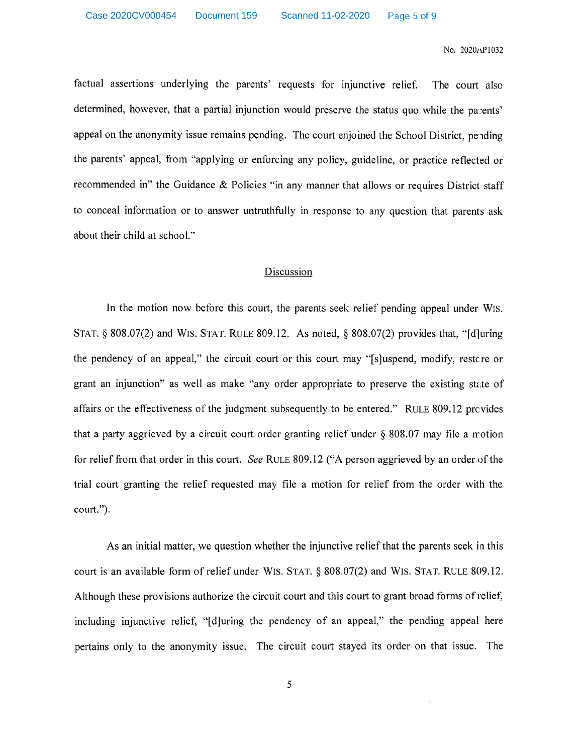factual assertions underlying the parents' requests for injunctive relief. The court also determined, however, that a partial injunction would preserve the status quo while the parents' appeal on the anonymity issue remains pending. The court enjoined the School District, pending the parents' appeal, from "applying or enforcing any policy, guideline, or practice reflected or recommended in" the Guidance & Policies "in any manner that allows or requires District staff to conceal information or to answer untruthfully in response to any question that parents ask about their child at school."

## Discussion

In the motion now before this court, the parents seek relief pending appeal under WIS. STAT. § 808.07(2) and WIS. STAT. RULE 809.12. As noted, § 808.07(2) provides that, "[d]uring the pendency of an appeal," the circuit court or this court may "[s]uspend, modify, restore or grant an injunction" as well as make "any order appropriate to preserve the existing state of affairs or the effectiveness of the judgment subsequently to be entered." RULE 809.12 provides that a party aggrieved by a circuit court order granting relief under § 808.07 may file a motion for relief from that order in this court. *See* RULE 809.12 ("A person aggrieved by an order of the trial court granting the relief requested may file a motion for relief from the order with the court.").

As an initial matter, we question whether the injunctive relief that the parents seek in this court is an available form of relief under WIS. STAT. § 808.07(2) and WIS. STAT. RULE 809.12. Although these provisions authorize the circuit court and this court to grant broad forms of relief, including injunctive relief, "[d]uring the pendency of an appeal," the pending appeal here pertains only to the anonymity issue. The circuit court stayed its order on that issue. The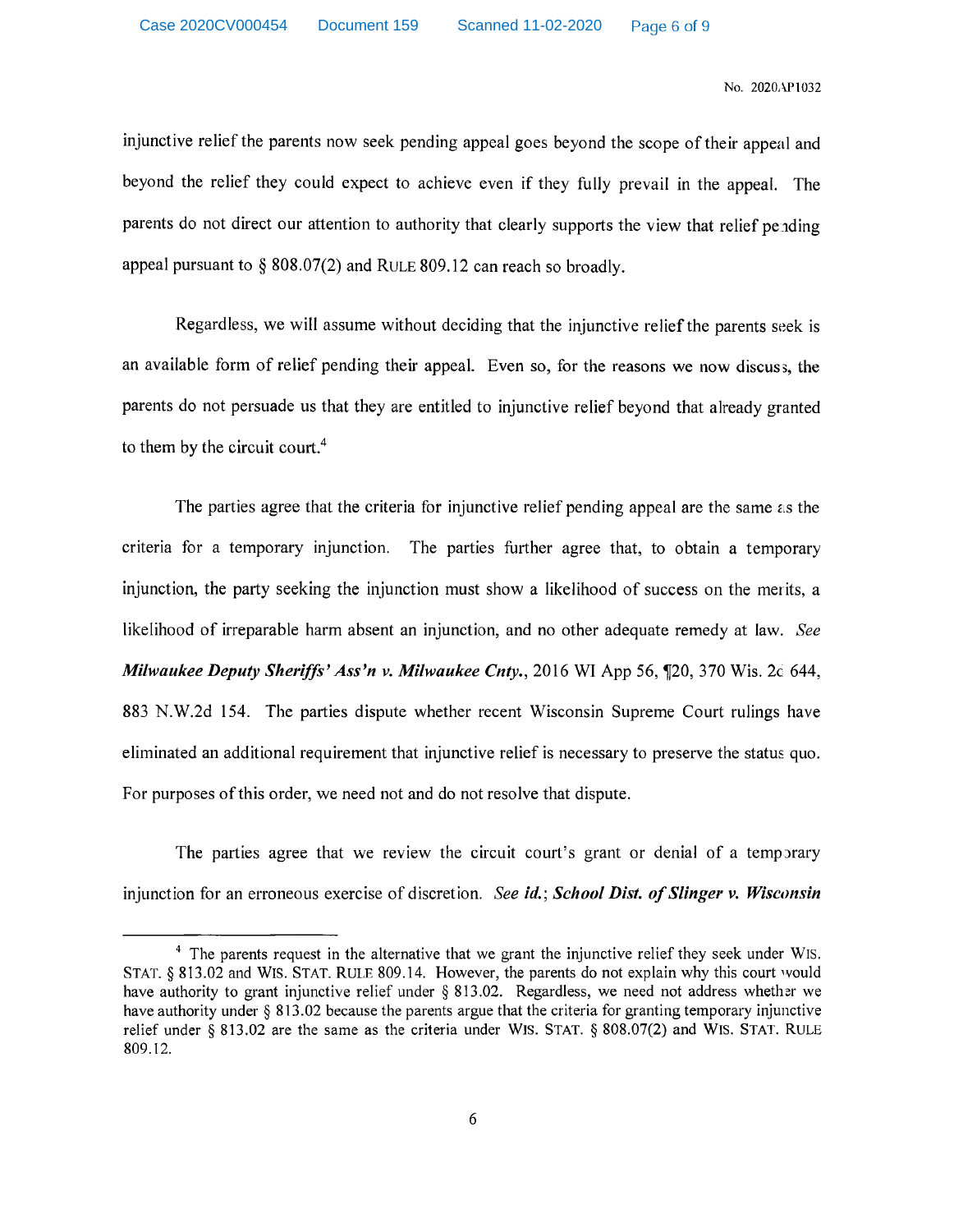injunctive relief the parents now seek pending appeal goes beyond the scope of their appeal and beyond the relief they could expect to achieve even if they fully prevail in the appeal. The parents do not direct our attention to authority that clearly supports the view that relief pending appeal pursuant to § 808.07(2) and RULE 809.12 can reach so broadly.

Regardless, we will assume without deciding that the injunctive relief the parents seek is an available form of relief pending their appeal. Even so, for the reasons we now discuss, the parents do not persuade us that they are entitled to injunctive relief beyond that already granted to them by the circuit court.[4]

The parties agree that the criteria for injunctive relief pending appeal are the same as the criteria for a temporary injunction. The parties further agree that, to obtain a temporary injunction, the party seeking the injunction must show a likelihood of success on the merits, a likelihood of irreparable harm absent an injunction, and no other adequate remedy at law. *See* ***Milwaukee Deputy Sheriffs' Ass'n v. Milwaukee Cnty.***, 2016 WI App 56, ¶20, 370 Wis. 2d 644, 883 N.W.2d 154. The parties dispute whether recent Wisconsin Supreme Court rulings have eliminated an additional requirement that injunctive relief is necessary to preserve the status quo. For purposes of this order, we need not and do not resolve that dispute.

The parties agree that we review the circuit court's grant or denial of a temporary injunction for an erroneous exercise of discretion. *See* ***id.***; ***School Dist. of Slinger v. Wisconsin***

---

[4] The parents request in the alternative that we grant the injunctive relief they seek under WIS. STAT. § 813.02 and WIS. STAT. RULE 809.14. However, the parents do not explain why this court would have authority to grant injunctive relief under § 813.02. Regardless, we need not address whether we have authority under § 813.02 because the parents argue that the criteria for granting temporary injunctive relief under § 813.02 are the same as the criteria under WIS. STAT. § 808.07(2) and WIS. STAT. RULE 809.12.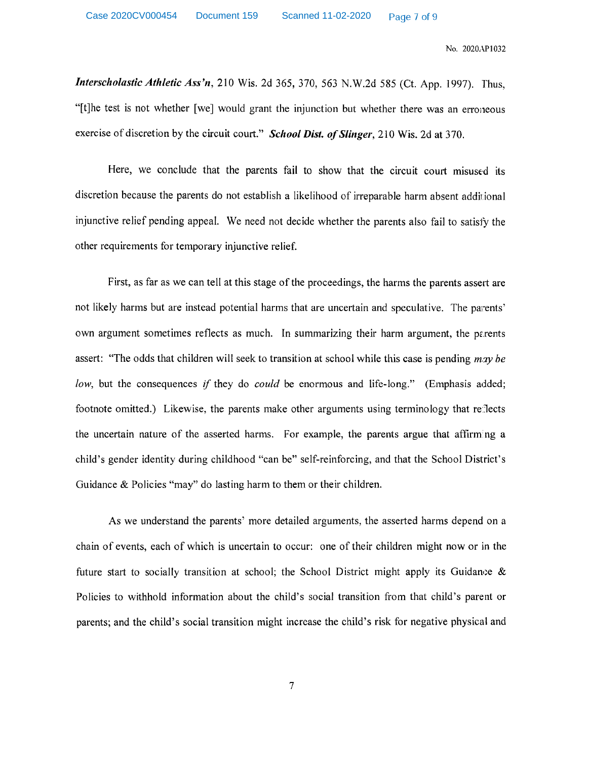*Interscholastic Athletic Ass'n*, 210 Wis. 2d 365, 370, 563 N.W.2d 585 (Ct. App. 1997). Thus, "[t]he test is not whether [we] would grant the injunction but whether there was an erroneous exercise of discretion by the circuit court." ***School Dist. of Slinger***, 210 Wis. 2d at 370.

Here, we conclude that the parents fail to show that the circuit court misused its discretion because the parents do not establish a likelihood of irreparable harm absent additional injunctive relief pending appeal. We need not decide whether the parents also fail to satisfy the other requirements for temporary injunctive relief.

First, as far as we can tell at this stage of the proceedings, the harms the parents assert are not likely harms but are instead potential harms that are uncertain and speculative. The parents' own argument sometimes reflects as much. In summarizing their harm argument, the parents assert: "The odds that children will seek to transition at school while this case is pending *may be low*, but the consequences *if* they do *could* be enormous and life-long." (Emphasis added; footnote omitted.) Likewise, the parents make other arguments using terminology that reflects the uncertain nature of the asserted harms. For example, the parents argue that affirming a child's gender identity during childhood "can be" self-reinforcing, and that the School District's Guidance & Policies "may" do lasting harm to them or their children.

As we understand the parents' more detailed arguments, the asserted harms depend on a chain of events, each of which is uncertain to occur: one of their children might now or in the future start to socially transition at school; the School District might apply its Guidance & Policies to withhold information about the child's social transition from that child's parent or parents; and the child's social transition might increase the child's risk for negative physical and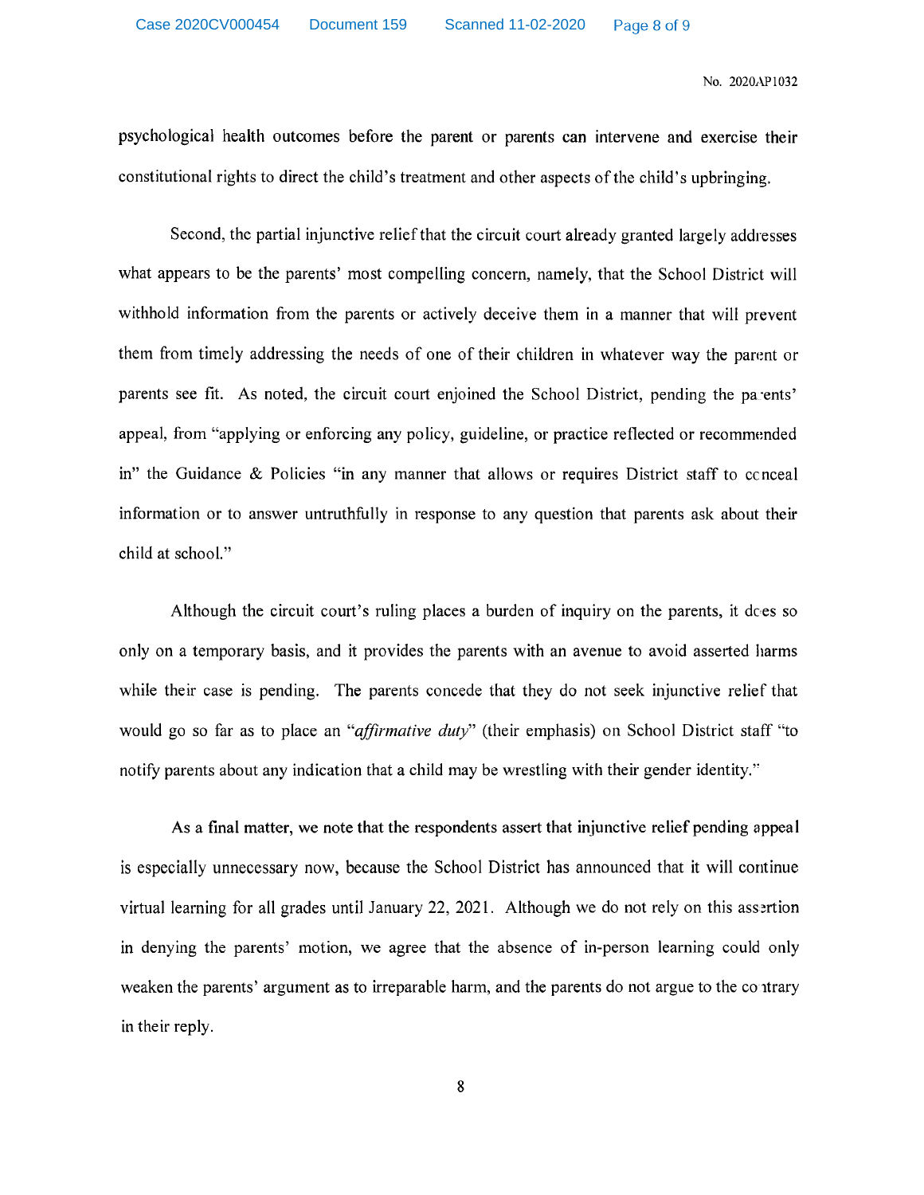psychological health outcomes before the parent or parents can intervene and exercise their constitutional rights to direct the child's treatment and other aspects of the child's upbringing.

Second, the partial injunctive relief that the circuit court already granted largely addresses what appears to be the parents' most compelling concern, namely, that the School District will withhold information from the parents or actively deceive them in a manner that will prevent them from timely addressing the needs of one of their children in whatever way the parent or parents see fit. As noted, the circuit court enjoined the School District, pending the parents' appeal, from "applying or enforcing any policy, guideline, or practice reflected or recommended in" the Guidance & Policies "in any manner that allows or requires District staff to conceal information or to answer untruthfully in response to any question that parents ask about their child at school."

Although the circuit court's ruling places a burden of inquiry on the parents, it does so only on a temporary basis, and it provides the parents with an avenue to avoid asserted harms while their case is pending. The parents concede that they do not seek injunctive relief that would go so far as to place an "*affirmative duty*" (their emphasis) on School District staff "to notify parents about any indication that a child may be wrestling with their gender identity."

As a final matter, we note that the respondents assert that injunctive relief pending appeal is especially unnecessary now, because the School District has announced that it will continue virtual learning for all grades until January 22, 2021. Although we do not rely on this assertion in denying the parents' motion, we agree that the absence of in-person learning could only weaken the parents' argument as to irreparable harm, and the parents do not argue to the contrary in their reply.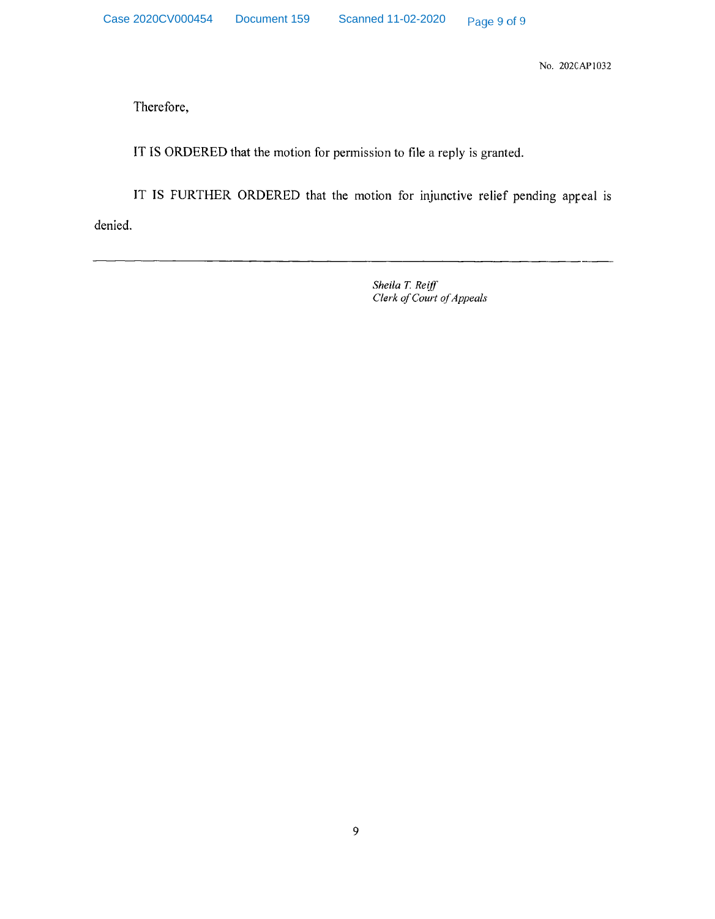No. 2020AP1032

Therefore,

IT IS ORDERED that the motion for permission to file a reply is granted.

IT IS FURTHER ORDERED that the motion for injunctive relief pending appeal is denied.

---

*Sheila T. Reiff*
*Clerk of Court of Appeals*